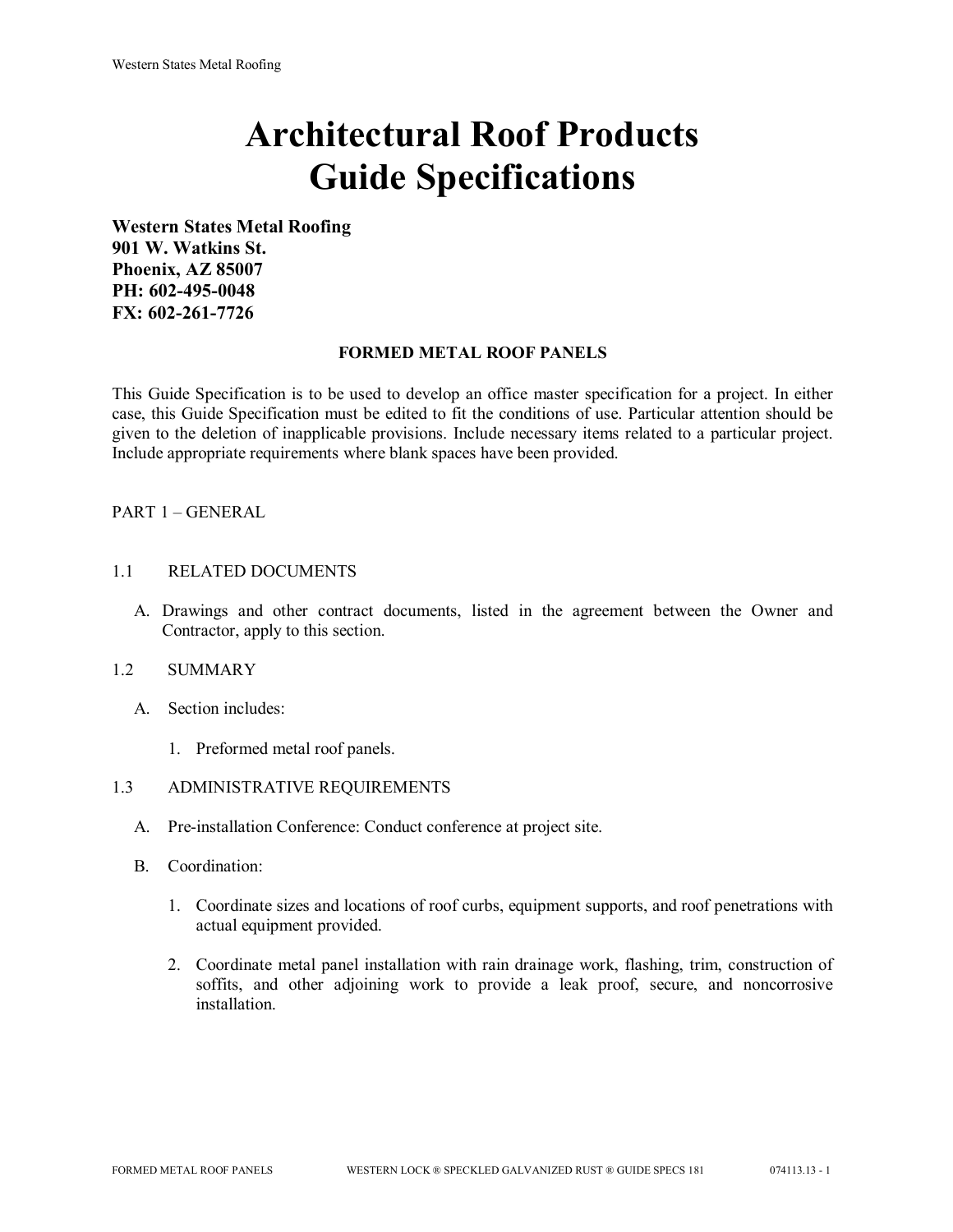# Architectural Roof Products Guide Specifications

**Western States Metal Roofing**
**901 W. Watkins St.**
**Phoenix, AZ 85007**
**PH: 602-495-0048**
**FX: 602-261-7726**

## FORMED METAL ROOF PANELS

This Guide Specification is to be used to develop an office master specification for a project. In either case, this Guide Specification must be edited to fit the conditions of use. Particular attention should be given to the deletion of inapplicable provisions. Include necessary items related to a particular project. Include appropriate requirements where blank spaces have been provided.

PART 1 – GENERAL

1.1 RELATED DOCUMENTS

A. Drawings and other contract documents, listed in the agreement between the Owner and Contractor, apply to this section.

1.2 SUMMARY

A. Section includes:

1. Preformed metal roof panels.

1.3 ADMINISTRATIVE REQUIREMENTS

A. Pre-installation Conference: Conduct conference at project site.

B. Coordination:

1. Coordinate sizes and locations of roof curbs, equipment supports, and roof penetrations with actual equipment provided.

2. Coordinate metal panel installation with rain drainage work, flashing, trim, construction of soffits, and other adjoining work to provide a leak proof, secure, and noncorrosive installation.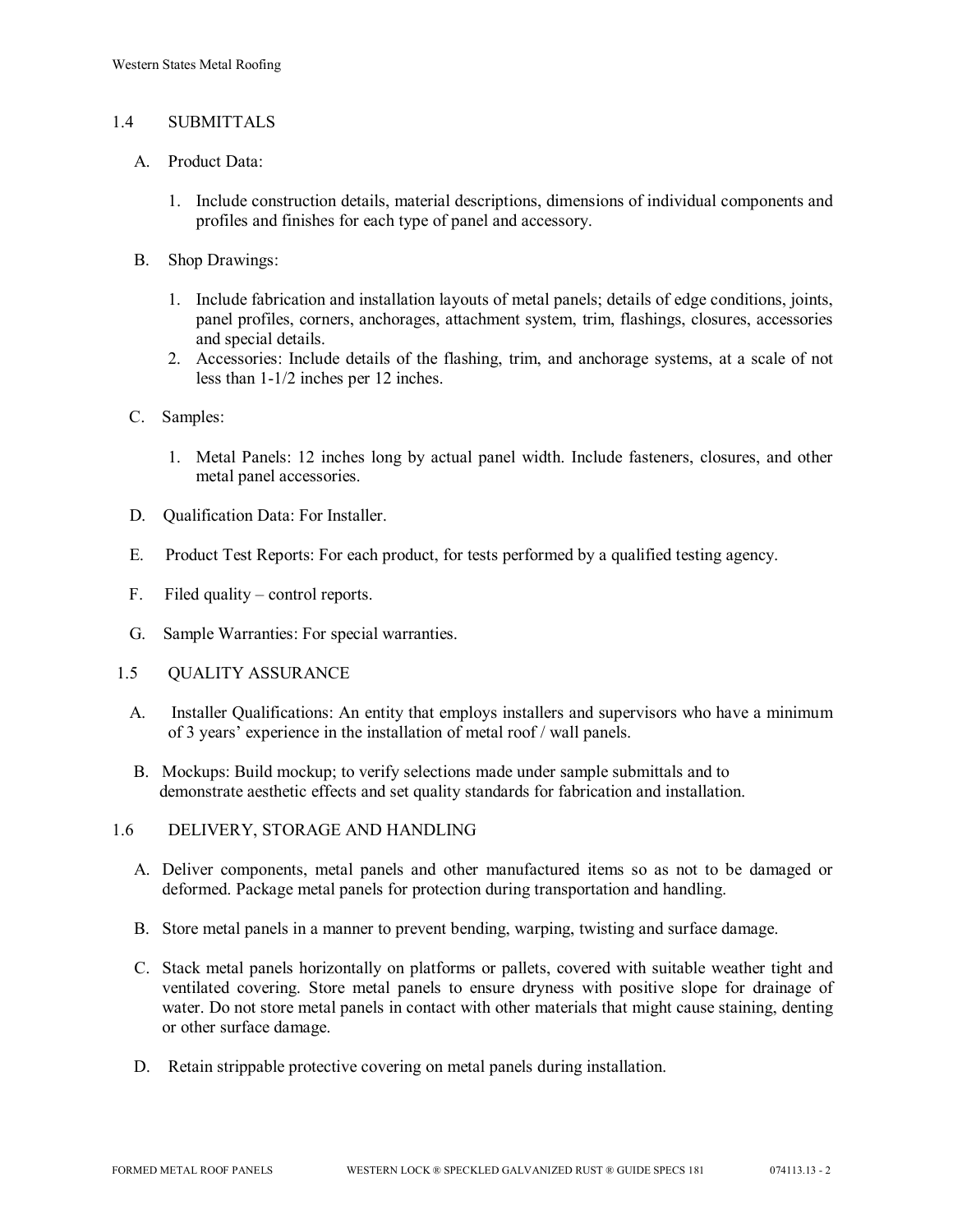## 1.4 SUBMITTALS

A. Product Data:

1. Include construction details, material descriptions, dimensions of individual components and profiles and finishes for each type of panel and accessory.

B. Shop Drawings:

1. Include fabrication and installation layouts of metal panels; details of edge conditions, joints, panel profiles, corners, anchorages, attachment system, trim, flashings, closures, accessories and special details.
2. Accessories: Include details of the flashing, trim, and anchorage systems, at a scale of not less than 1-1/2 inches per 12 inches.

C. Samples:

1. Metal Panels: 12 inches long by actual panel width. Include fasteners, closures, and other metal panel accessories.

D. Qualification Data: For Installer.

E. Product Test Reports: For each product, for tests performed by a qualified testing agency.

F. Filed quality – control reports.

G. Sample Warranties: For special warranties.

## 1.5 QUALITY ASSURANCE

A. Installer Qualifications: An entity that employs installers and supervisors who have a minimum of 3 years' experience in the installation of metal roof / wall panels.

B. Mockups: Build mockup; to verify selections made under sample submittals and to demonstrate aesthetic effects and set quality standards for fabrication and installation.

## 1.6 DELIVERY, STORAGE AND HANDLING

A. Deliver components, metal panels and other manufactured items so as not to be damaged or deformed. Package metal panels for protection during transportation and handling.

B. Store metal panels in a manner to prevent bending, warping, twisting and surface damage.

C. Stack metal panels horizontally on platforms or pallets, covered with suitable weather tight and ventilated covering. Store metal panels to ensure dryness with positive slope for drainage of water. Do not store metal panels in contact with other materials that might cause staining, denting or other surface damage.

D. Retain strippable protective covering on metal panels during installation.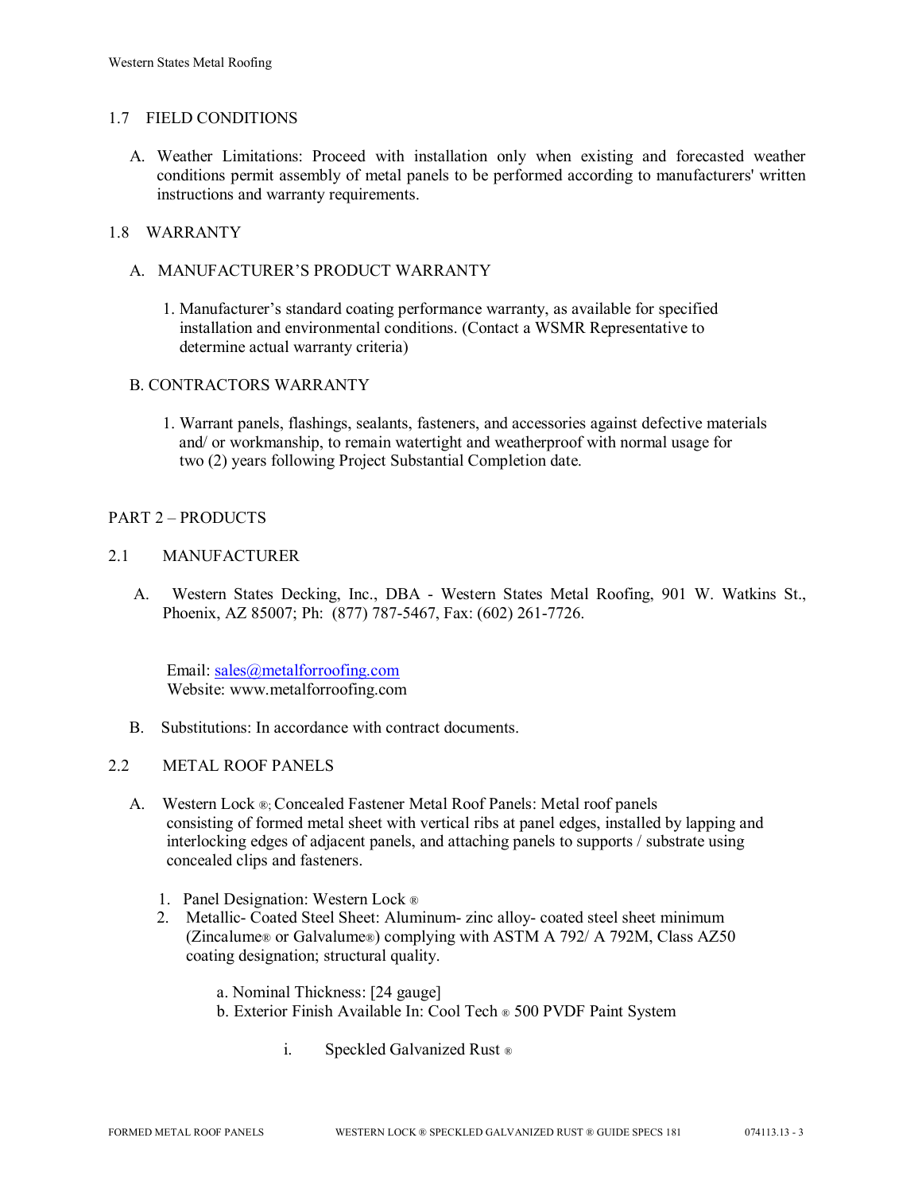## 1.7 FIELD CONDITIONS

A. Weather Limitations: Proceed with installation only when existing and forecasted weather conditions permit assembly of metal panels to be performed according to manufacturers' written instructions and warranty requirements.

## 1.8 WARRANTY

A. MANUFACTURER'S PRODUCT WARRANTY

1. Manufacturer's standard coating performance warranty, as available for specified installation and environmental conditions. (Contact a WSMR Representative to determine actual warranty criteria)

B. CONTRACTORS WARRANTY

1. Warrant panels, flashings, sealants, fasteners, and accessories against defective materials and/ or workmanship, to remain watertight and weatherproof with normal usage for two (2) years following Project Substantial Completion date.

# PART 2 – PRODUCTS

## 2.1 MANUFACTURER

A. Western States Decking, Inc., DBA - Western States Metal Roofing, 901 W. Watkins St., Phoenix, AZ 85007; Ph: (877) 787-5467, Fax: (602) 261-7726.

Email: sales@metalforroofing.com
Website: www.metalforroofing.com

B. Substitutions: In accordance with contract documents.

## 2.2 METAL ROOF PANELS

A. Western Lock ®; Concealed Fastener Metal Roof Panels: Metal roof panels consisting of formed metal sheet with vertical ribs at panel edges, installed by lapping and interlocking edges of adjacent panels, and attaching panels to supports / substrate using concealed clips and fasteners.

1. Panel Designation: Western Lock ®
2. Metallic- Coated Steel Sheet: Aluminum- zinc alloy- coated steel sheet minimum (Zincalume® or Galvalume®) complying with ASTM A 792/ A 792M, Class AZ50 coating designation; structural quality.

   a. Nominal Thickness: [24 gauge]
   b. Exterior Finish Available In: Cool Tech ® 500 PVDF Paint System

      i. Speckled Galvanized Rust ®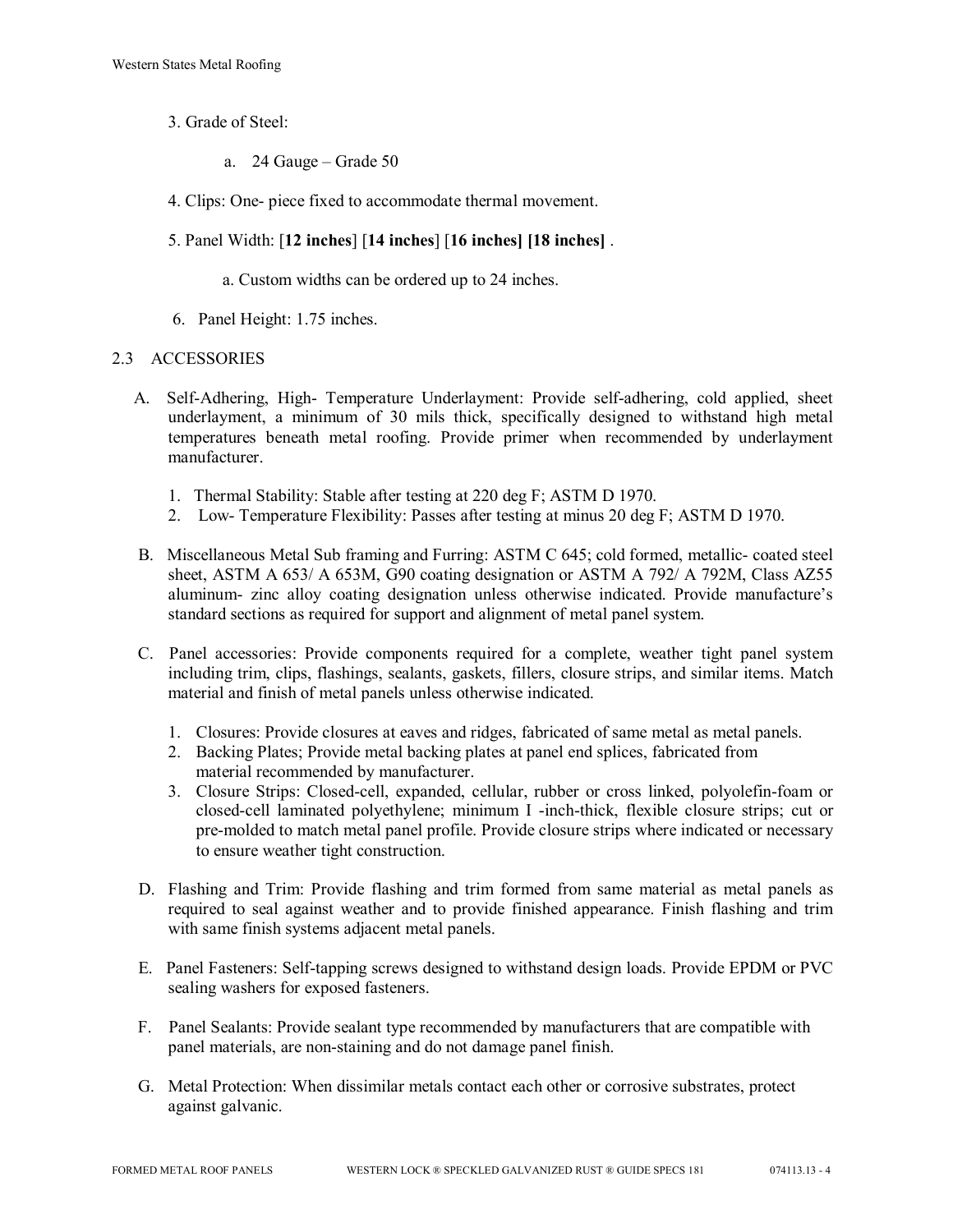3. Grade of Steel:

   a. 24 Gauge – Grade 50

4. Clips: One- piece fixed to accommodate thermal movement.

5. Panel Width: [**12 inches**] [**14 inches**] [**16 inches] [18 inches]** .

   a. Custom widths can be ordered up to 24 inches.

6. Panel Height: 1.75 inches.

## 2.3 ACCESSORIES

A. Self-Adhering, High- Temperature Underlayment: Provide self-adhering, cold applied, sheet underlayment, a minimum of 30 mils thick, specifically designed to withstand high metal temperatures beneath metal roofing. Provide primer when recommended by underlayment manufacturer.

   1. Thermal Stability: Stable after testing at 220 deg F; ASTM D 1970.
   2. Low- Temperature Flexibility: Passes after testing at minus 20 deg F; ASTM D 1970.

B. Miscellaneous Metal Sub framing and Furring: ASTM C 645; cold formed, metallic- coated steel sheet, ASTM A 653/ A 653M, G90 coating designation or ASTM A 792/ A 792M, Class AZ55 aluminum- zinc alloy coating designation unless otherwise indicated. Provide manufacture's standard sections as required for support and alignment of metal panel system.

C. Panel accessories: Provide components required for a complete, weather tight panel system including trim, clips, flashings, sealants, gaskets, fillers, closure strips, and similar items. Match material and finish of metal panels unless otherwise indicated.

   1. Closures: Provide closures at eaves and ridges, fabricated of same metal as metal panels.
   2. Backing Plates; Provide metal backing plates at panel end splices, fabricated from material recommended by manufacturer.
   3. Closure Strips: Closed-cell, expanded, cellular, rubber or cross linked, polyolefin-foam or closed-cell laminated polyethylene; minimum I -inch-thick, flexible closure strips; cut or pre-molded to match metal panel profile. Provide closure strips where indicated or necessary to ensure weather tight construction.

D. Flashing and Trim: Provide flashing and trim formed from same material as metal panels as required to seal against weather and to provide finished appearance. Finish flashing and trim with same finish systems adjacent metal panels.

E. Panel Fasteners: Self-tapping screws designed to withstand design loads. Provide EPDM or PVC sealing washers for exposed fasteners.

F. Panel Sealants: Provide sealant type recommended by manufacturers that are compatible with panel materials, are non-staining and do not damage panel finish.

G. Metal Protection: When dissimilar metals contact each other or corrosive substrates, protect against galvanic.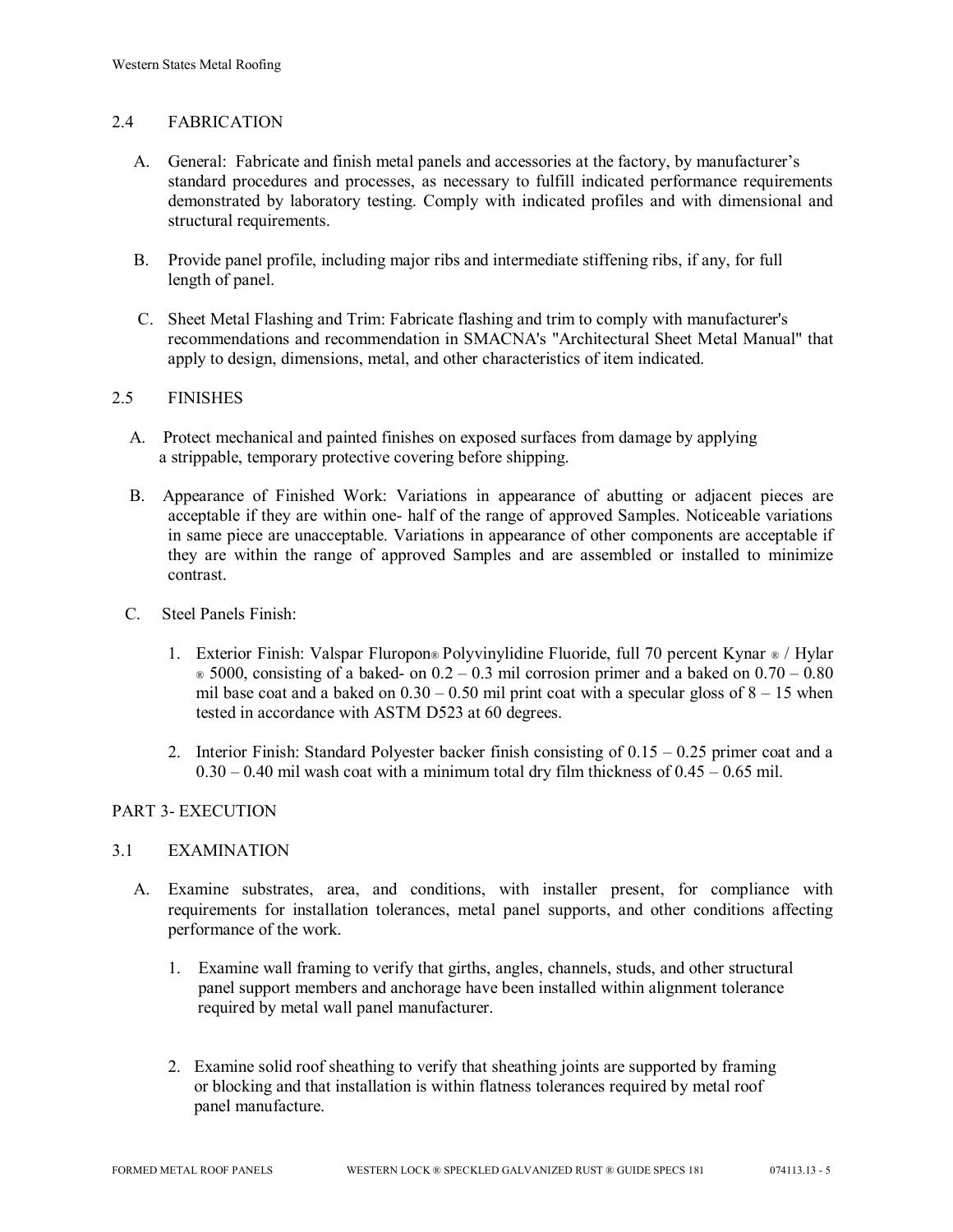## 2.4 FABRICATION

A. General: Fabricate and finish metal panels and accessories at the factory, by manufacturer's standard procedures and processes, as necessary to fulfill indicated performance requirements demonstrated by laboratory testing. Comply with indicated profiles and with dimensional and structural requirements.

B. Provide panel profile, including major ribs and intermediate stiffening ribs, if any, for full length of panel.

C. Sheet Metal Flashing and Trim: Fabricate flashing and trim to comply with manufacturer's recommendations and recommendation in SMACNA's "Architectural Sheet Metal Manual" that apply to design, dimensions, metal, and other characteristics of item indicated.

## 2.5 FINISHES

A. Protect mechanical and painted finishes on exposed surfaces from damage by applying a strippable, temporary protective covering before shipping.

B. Appearance of Finished Work: Variations in appearance of abutting or adjacent pieces are acceptable if they are within one- half of the range of approved Samples. Noticeable variations in same piece are unacceptable. Variations in appearance of other components are acceptable if they are within the range of approved Samples and are assembled or installed to minimize contrast.

C. Steel Panels Finish:

1. Exterior Finish: Valspar Fluropon® Polyvinylidine Fluoride, full 70 percent Kynar ® / Hylar ® 5000, consisting of a baked- on 0.2 – 0.3 mil corrosion primer and a baked on 0.70 – 0.80 mil base coat and a baked on 0.30 – 0.50 mil print coat with a specular gloss of 8 – 15 when tested in accordance with ASTM D523 at 60 degrees.

2. Interior Finish: Standard Polyester backer finish consisting of 0.15 – 0.25 primer coat and a 0.30 – 0.40 mil wash coat with a minimum total dry film thickness of 0.45 – 0.65 mil.

# PART 3- EXECUTION

## 3.1 EXAMINATION

A. Examine substrates, area, and conditions, with installer present, for compliance with requirements for installation tolerances, metal panel supports, and other conditions affecting performance of the work.

1. Examine wall framing to verify that girths, angles, channels, studs, and other structural panel support members and anchorage have been installed within alignment tolerance required by metal wall panel manufacturer.

2. Examine solid roof sheathing to verify that sheathing joints are supported by framing or blocking and that installation is within flatness tolerances required by metal roof panel manufacture.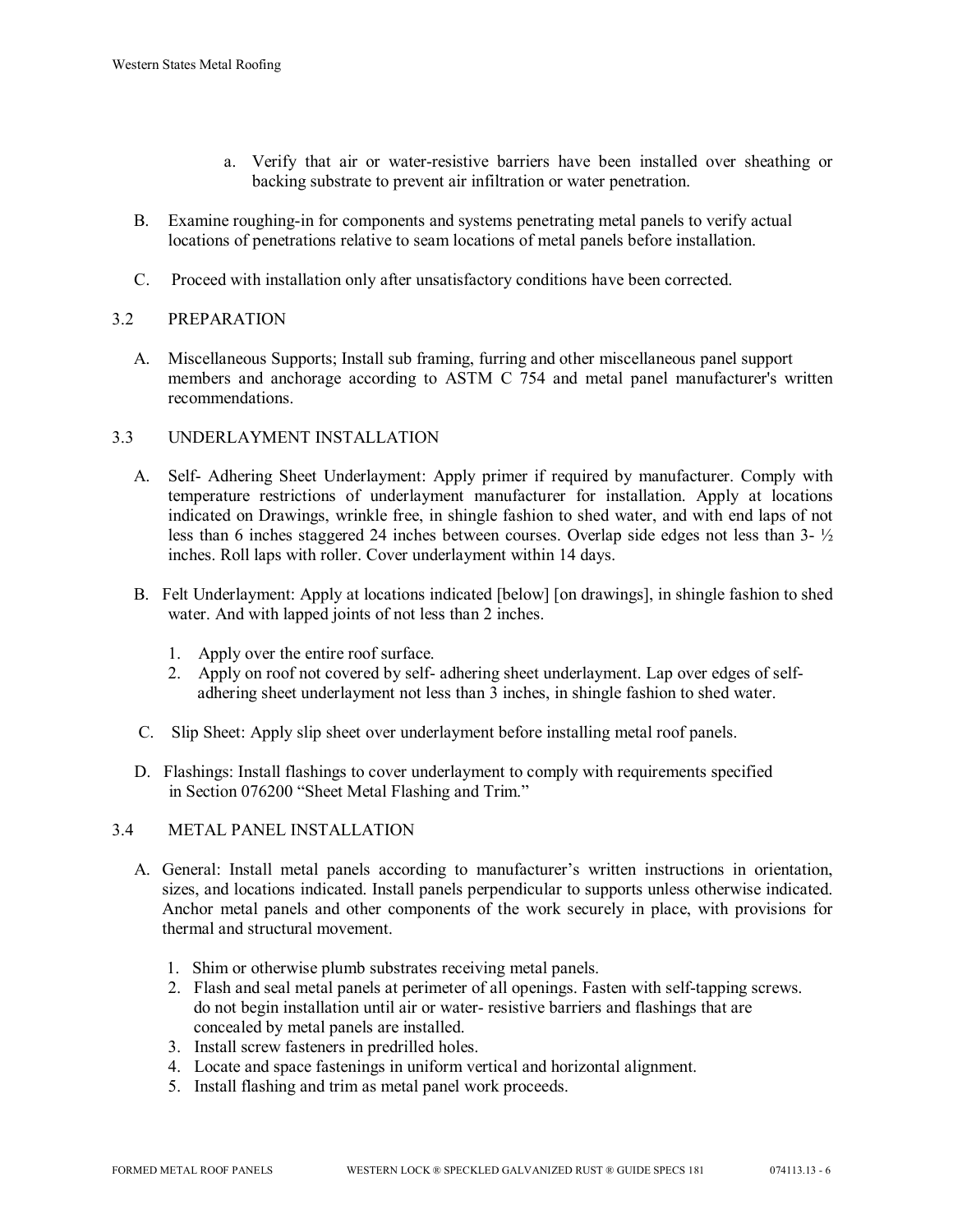a. Verify that air or water-resistive barriers have been installed over sheathing or backing substrate to prevent air infiltration or water penetration.

B. Examine roughing-in for components and systems penetrating metal panels to verify actual locations of penetrations relative to seam locations of metal panels before installation.

C. Proceed with installation only after unsatisfactory conditions have been corrected.

## 3.2 PREPARATION

A. Miscellaneous Supports; Install sub framing, furring and other miscellaneous panel support members and anchorage according to ASTM C 754 and metal panel manufacturer's written recommendations.

## 3.3 UNDERLAYMENT INSTALLATION

A. Self- Adhering Sheet Underlayment: Apply primer if required by manufacturer. Comply with temperature restrictions of underlayment manufacturer for installation. Apply at locations indicated on Drawings, wrinkle free, in shingle fashion to shed water, and with end laps of not less than 6 inches staggered 24 inches between courses. Overlap side edges not less than 3- ½ inches. Roll laps with roller. Cover underlayment within 14 days.

B. Felt Underlayment: Apply at locations indicated [below] [on drawings], in shingle fashion to shed water. And with lapped joints of not less than 2 inches.

1. Apply over the entire roof surface.
2. Apply on roof not covered by self- adhering sheet underlayment. Lap over edges of self-adhering sheet underlayment not less than 3 inches, in shingle fashion to shed water.

C. Slip Sheet: Apply slip sheet over underlayment before installing metal roof panels.

D. Flashings: Install flashings to cover underlayment to comply with requirements specified in Section 076200 "Sheet Metal Flashing and Trim."

## 3.4 METAL PANEL INSTALLATION

A. General: Install metal panels according to manufacturer's written instructions in orientation, sizes, and locations indicated. Install panels perpendicular to supports unless otherwise indicated. Anchor metal panels and other components of the work securely in place, with provisions for thermal and structural movement.

1. Shim or otherwise plumb substrates receiving metal panels.
2. Flash and seal metal panels at perimeter of all openings. Fasten with self-tapping screws. do not begin installation until air or water- resistive barriers and flashings that are concealed by metal panels are installed.
3. Install screw fasteners in predrilled holes.
4. Locate and space fastenings in uniform vertical and horizontal alignment.
5. Install flashing and trim as metal panel work proceeds.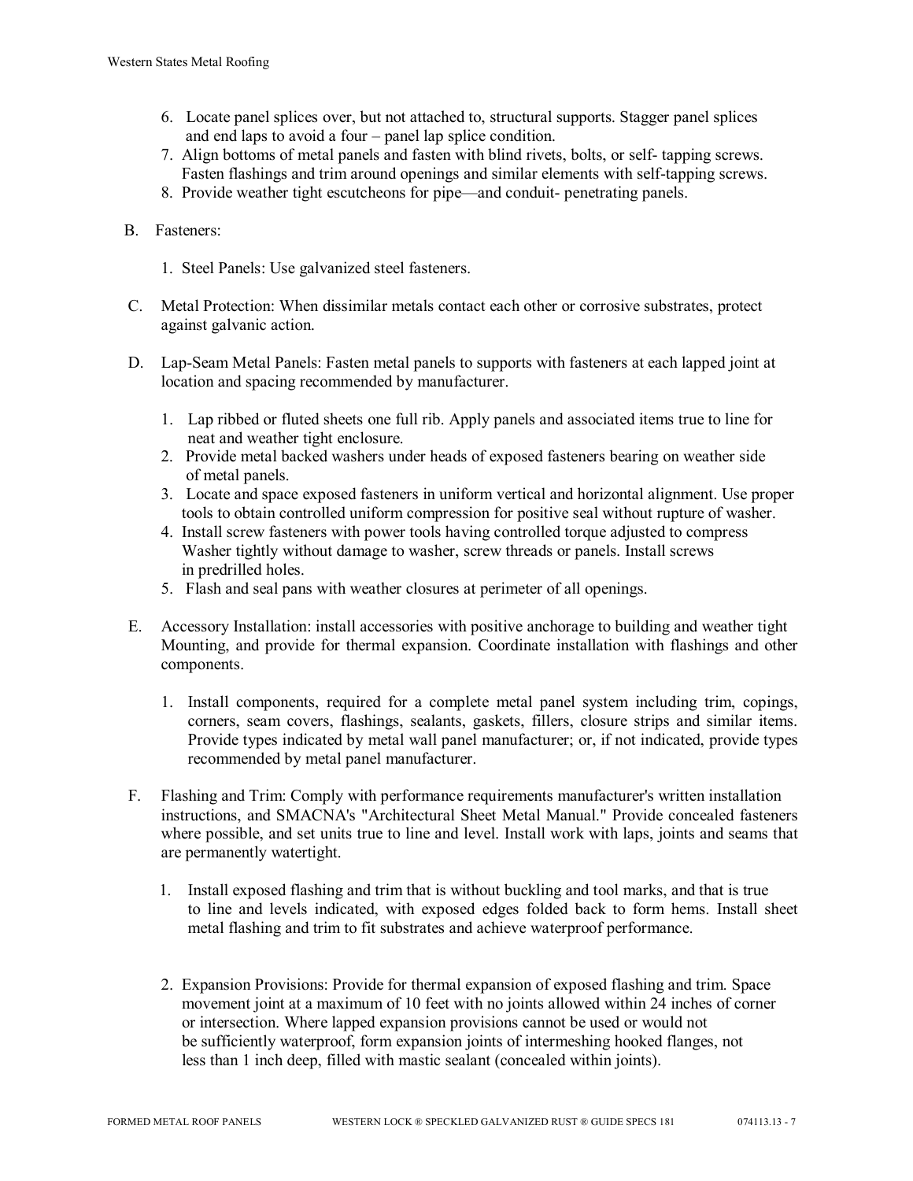6. Locate panel splices over, but not attached to, structural supports. Stagger panel splices and end laps to avoid a four – panel lap splice condition.
7. Align bottoms of metal panels and fasten with blind rivets, bolts, or self- tapping screws. Fasten flashings and trim around openings and similar elements with self-tapping screws.
8. Provide weather tight escutcheons for pipe—and conduit- penetrating panels.

B. Fasteners:

1. Steel Panels: Use galvanized steel fasteners.

C. Metal Protection: When dissimilar metals contact each other or corrosive substrates, protect against galvanic action.

D. Lap-Seam Metal Panels: Fasten metal panels to supports with fasteners at each lapped joint at location and spacing recommended by manufacturer.

1. Lap ribbed or fluted sheets one full rib. Apply panels and associated items true to line for neat and weather tight enclosure.
2. Provide metal backed washers under heads of exposed fasteners bearing on weather side of metal panels.
3. Locate and space exposed fasteners in uniform vertical and horizontal alignment. Use proper tools to obtain controlled uniform compression for positive seal without rupture of washer.
4. Install screw fasteners with power tools having controlled torque adjusted to compress Washer tightly without damage to washer, screw threads or panels. Install screws in predrilled holes.
5. Flash and seal pans with weather closures at perimeter of all openings.

E. Accessory Installation: install accessories with positive anchorage to building and weather tight Mounting, and provide for thermal expansion. Coordinate installation with flashings and other components.

1. Install components, required for a complete metal panel system including trim, copings, corners, seam covers, flashings, sealants, gaskets, fillers, closure strips and similar items. Provide types indicated by metal wall panel manufacturer; or, if not indicated, provide types recommended by metal panel manufacturer.

F. Flashing and Trim: Comply with performance requirements manufacturer's written installation instructions, and SMACNA's "Architectural Sheet Metal Manual." Provide concealed fasteners where possible, and set units true to line and level. Install work with laps, joints and seams that are permanently watertight.

1. Install exposed flashing and trim that is without buckling and tool marks, and that is true to line and levels indicated, with exposed edges folded back to form hems. Install sheet metal flashing and trim to fit substrates and achieve waterproof performance.

2. Expansion Provisions: Provide for thermal expansion of exposed flashing and trim. Space movement joint at a maximum of 10 feet with no joints allowed within 24 inches of corner or intersection. Where lapped expansion provisions cannot be used or would not be sufficiently waterproof, form expansion joints of intermeshing hooked flanges, not less than 1 inch deep, filled with mastic sealant (concealed within joints).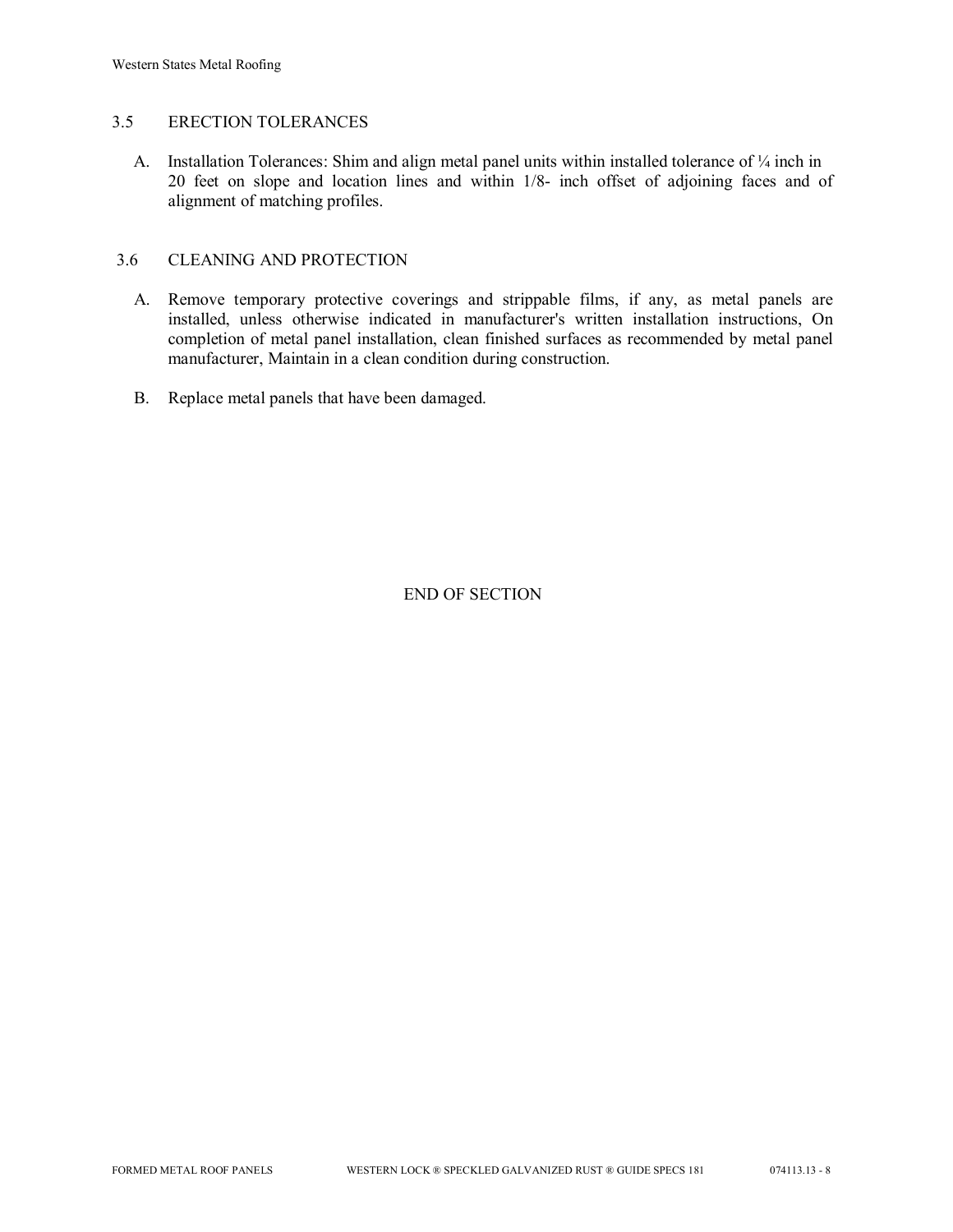## 3.5 ERECTION TOLERANCES

A. Installation Tolerances: Shim and align metal panel units within installed tolerance of ¼ inch in 20 feet on slope and location lines and within 1/8- inch offset of adjoining faces and of alignment of matching profiles.

## 3.6 CLEANING AND PROTECTION

A. Remove temporary protective coverings and strippable films, if any, as metal panels are installed, unless otherwise indicated in manufacturer's written installation instructions, On completion of metal panel installation, clean finished surfaces as recommended by metal panel manufacturer, Maintain in a clean condition during construction.

B. Replace metal panels that have been damaged.

END OF SECTION